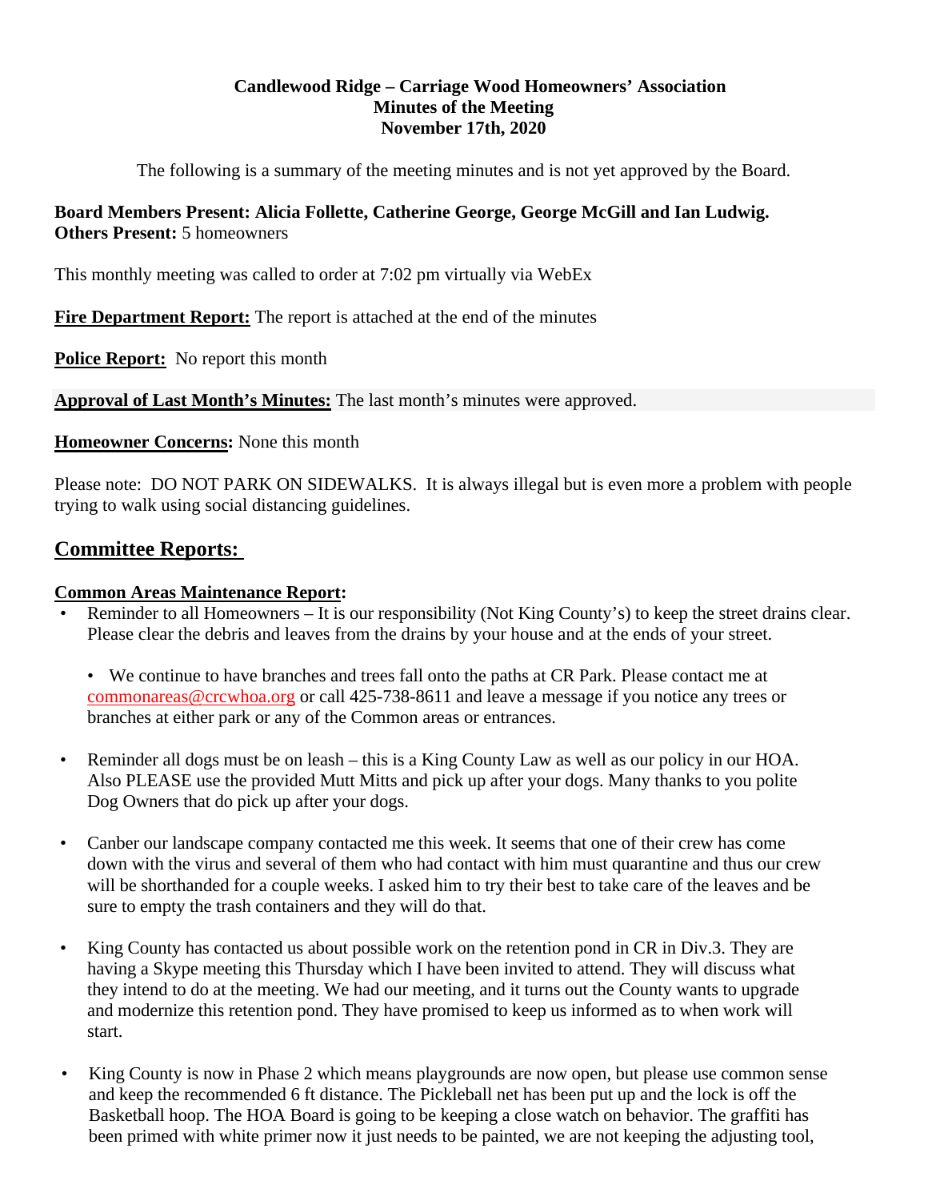**Candlewood Ridge – Carriage Wood Homeowners' Association**
**Minutes of the Meeting**
**November 17th, 2020**

The following is a summary of the meeting minutes and is not yet approved by the Board.

**Board Members Present: Alicia Follette, Catherine George, George McGill and Ian Ludwig.**
**Others Present:** 5 homeowners

This monthly meeting was called to order at 7:02 pm virtually via WebEx

**Fire Department Report:** The report is attached at the end of the minutes

**Police Report:** No report this month

**Approval of Last Month's Minutes:** The last month's minutes were approved.

**Homeowner Concerns:** None this month

Please note: DO NOT PARK ON SIDEWALKS. It is always illegal but is even more a problem with people trying to walk using social distancing guidelines.

## Committee Reports:

**Common Areas Maintenance Report:**

- Reminder to all Homeowners – It is our responsibility (Not King County's) to keep the street drains clear. Please clear the debris and leaves from the drains by your house and at the ends of your street.

  - We continue to have branches and trees fall onto the paths at CR Park. Please contact me at commonareas@crcwhoa.org or call 425-738-8611 and leave a message if you notice any trees or branches at either park or any of the Common areas or entrances.

- Reminder all dogs must be on leash – this is a King County Law as well as our policy in our HOA. Also PLEASE use the provided Mutt Mitts and pick up after your dogs. Many thanks to you polite Dog Owners that do pick up after your dogs.

- Canber our landscape company contacted me this week. It seems that one of their crew has come down with the virus and several of them who had contact with him must quarantine and thus our crew will be shorthanded for a couple weeks. I asked him to try their best to take care of the leaves and be sure to empty the trash containers and they will do that.

- King County has contacted us about possible work on the retention pond in CR in Div.3. They are having a Skype meeting this Thursday which I have been invited to attend. They will discuss what they intend to do at the meeting. We had our meeting, and it turns out the County wants to upgrade and modernize this retention pond. They have promised to keep us informed as to when work will start.

- King County is now in Phase 2 which means playgrounds are now open, but please use common sense and keep the recommended 6 ft distance. The Pickleball net has been put up and the lock is off the Basketball hoop. The HOA Board is going to be keeping a close watch on behavior. The graffiti has been primed with white primer now it just needs to be painted, we are not keeping the adjusting tool,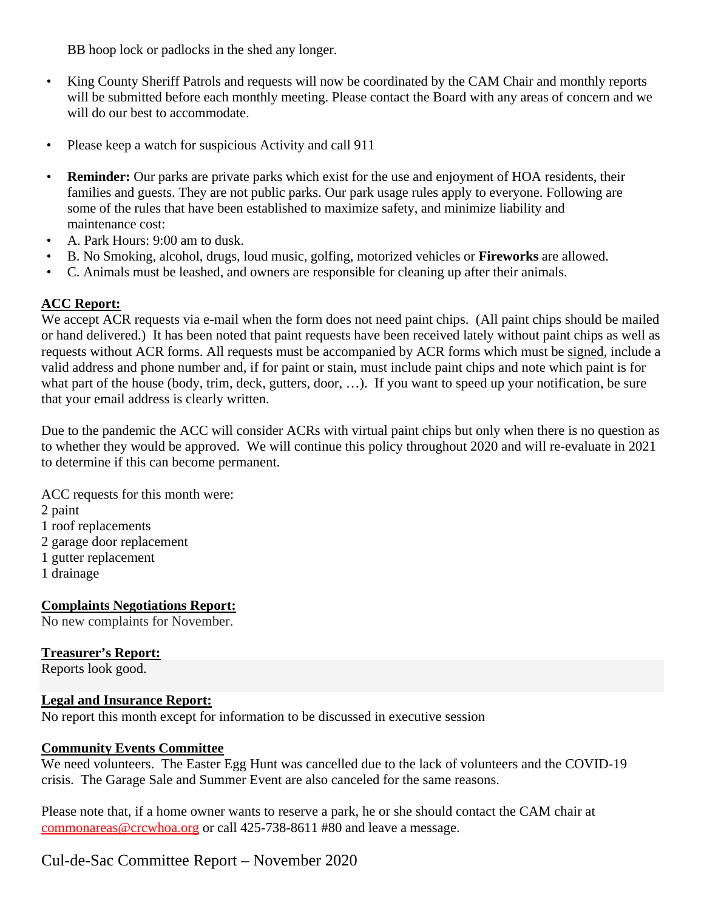BB hoop lock or padlocks in the shed any longer.

- King County Sheriff Patrols and requests will now be coordinated by the CAM Chair and monthly reports will be submitted before each monthly meeting. Please contact the Board with any areas of concern and we will do our best to accommodate.

- Please keep a watch for suspicious Activity and call 911

- **Reminder:** Our parks are private parks which exist for the use and enjoyment of HOA residents, their families and guests. They are not public parks. Our park usage rules apply to everyone. Following are some of the rules that have been established to maximize safety, and minimize liability and maintenance cost:
- A. Park Hours: 9:00 am to dusk.
- B. No Smoking, alcohol, drugs, loud music, golfing, motorized vehicles or **Fireworks** are allowed.
- C. Animals must be leashed, and owners are responsible for cleaning up after their animals.

## ACC Report:

We accept ACR requests via e-mail when the form does not need paint chips. (All paint chips should be mailed or hand delivered.) It has been noted that paint requests have been received lately without paint chips as well as requests without ACR forms. All requests must be accompanied by ACR forms which must be signed, include a valid address and phone number and, if for paint or stain, must include paint chips and note which paint is for what part of the house (body, trim, deck, gutters, door, …). If you want to speed up your notification, be sure that your email address is clearly written.

Due to the pandemic the ACC will consider ACRs with virtual paint chips but only when there is no question as to whether they would be approved. We will continue this policy throughout 2020 and will re-evaluate in 2021 to determine if this can become permanent.

ACC requests for this month were:
2 paint
1 roof replacements
2 garage door replacement
1 gutter replacement
1 drainage

## Complaints Negotiations Report:

No new complaints for November.

## Treasurer's Report:

Reports look good.

## Legal and Insurance Report:

No report this month except for information to be discussed in executive session

## Community Events Committee

We need volunteers. The Easter Egg Hunt was cancelled due to the lack of volunteers and the COVID-19 crisis. The Garage Sale and Summer Event are also canceled for the same reasons.

Please note that, if a home owner wants to reserve a park, he or she should contact the CAM chair at commonareas@crcwhoa.org or call 425-738-8611 #80 and leave a message.

## Cul-de-Sac Committee Report – November 2020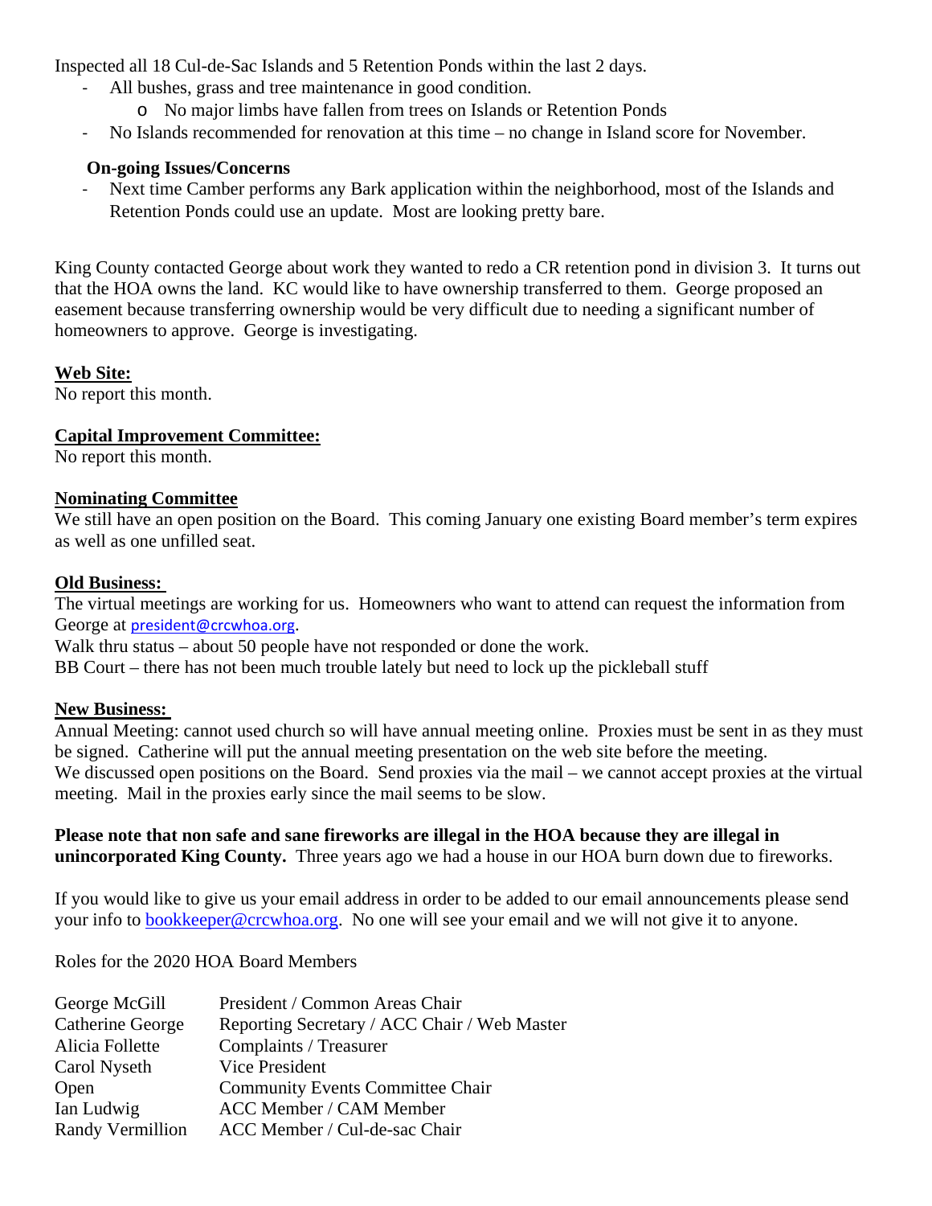Inspected all 18 Cul-de-Sac Islands and 5 Retention Ponds within the last 2 days.

- All bushes, grass and tree maintenance in good condition.
    - No major limbs have fallen from trees on Islands or Retention Ponds
- No Islands recommended for renovation at this time – no change in Island score for November.

**On-going Issues/Concerns**

- Next time Camber performs any Bark application within the neighborhood, most of the Islands and Retention Ponds could use an update. Most are looking pretty bare.

King County contacted George about work they wanted to redo a CR retention pond in division 3. It turns out that the HOA owns the land. KC would like to have ownership transferred to them. George proposed an easement because transferring ownership would be very difficult due to needing a significant number of homeowners to approve. George is investigating.

**Web Site:**

No report this month.

**Capital Improvement Committee:**

No report this month.

**Nominating Committee**

We still have an open position on the Board. This coming January one existing Board member's term expires as well as one unfilled seat.

**Old Business:**

The virtual meetings are working for us. Homeowners who want to attend can request the information from George at president@crcwhoa.org.

Walk thru status – about 50 people have not responded or done the work.

BB Court – there has not been much trouble lately but need to lock up the pickleball stuff

**New Business:**

Annual Meeting: cannot used church so will have annual meeting online. Proxies must be sent in as they must be signed. Catherine will put the annual meeting presentation on the web site before the meeting.

We discussed open positions on the Board. Send proxies via the mail – we cannot accept proxies at the virtual meeting. Mail in the proxies early since the mail seems to be slow.

**Please note that non safe and sane fireworks are illegal in the HOA because they are illegal in unincorporated King County.** Three years ago we had a house in our HOA burn down due to fireworks.

If you would like to give us your email address in order to be added to our email announcements please send your info to bookkeeper@crcwhoa.org. No one will see your email and we will not give it to anyone.

Roles for the 2020 HOA Board Members

| | |
|---|---|
| George McGill | President / Common Areas Chair |
| Catherine George | Reporting Secretary / ACC Chair / Web Master |
| Alicia Follette | Complaints / Treasurer |
| Carol Nyseth | Vice President |
| Open | Community Events Committee Chair |
| Ian Ludwig | ACC Member / CAM Member |
| Randy Vermillion | ACC Member / Cul-de-sac Chair |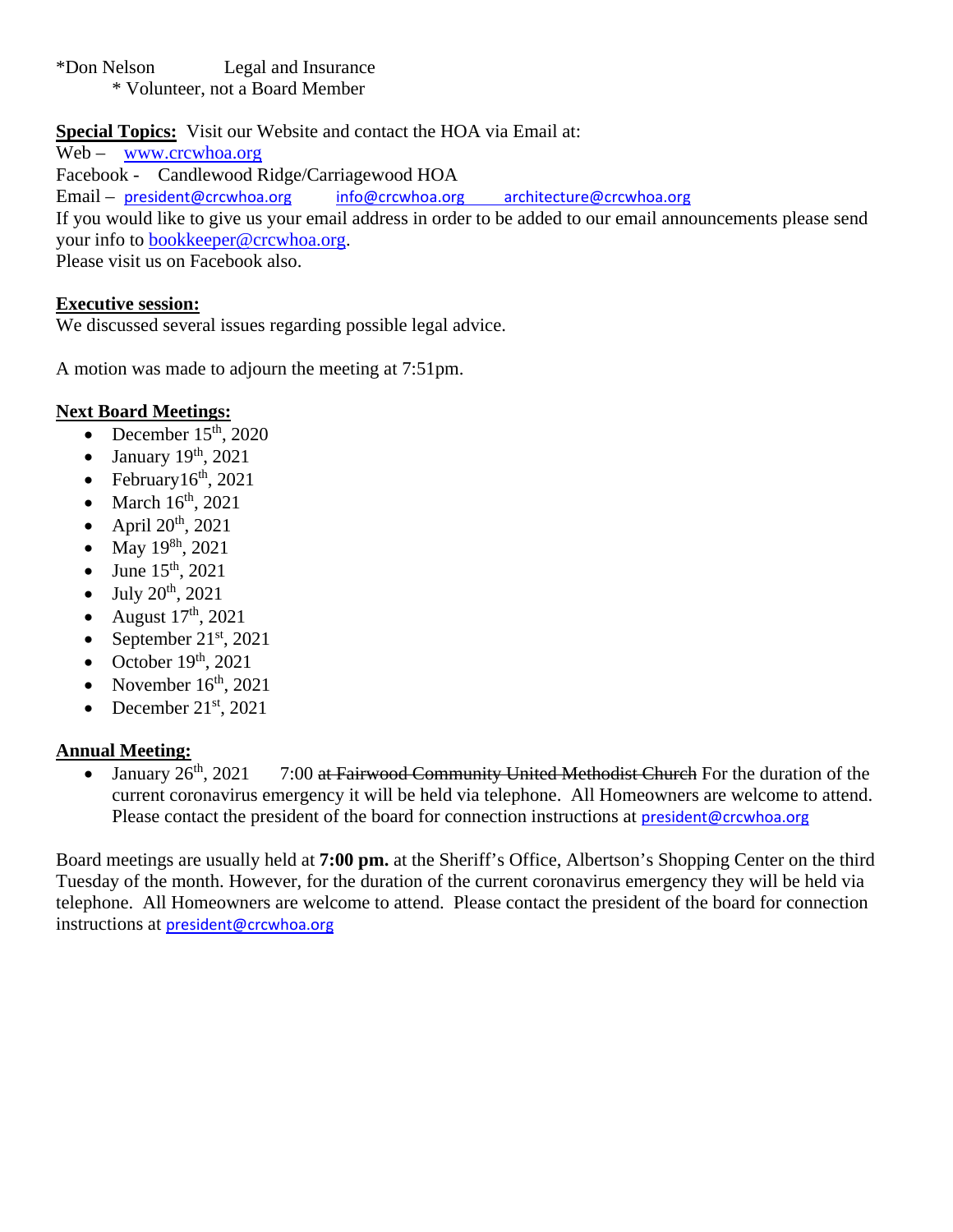*Don Nelson Legal and Insurance

* Volunteer, not a Board Member

**Special Topics:** Visit our Website and contact the HOA via Email at:

Web – www.crcwhoa.org

Facebook - Candlewood Ridge/Carriagewood HOA

Email – president@crcwhoa.org info@crcwhoa.org architecture@crcwhoa.org

If you would like to give us your email address in order to be added to our email announcements please send your info to bookkeeper@crcwhoa.org.

Please visit us on Facebook also.

**Executive session:**

We discussed several issues regarding possible legal advice.

A motion was made to adjourn the meeting at 7:51pm.

**Next Board Meetings:**

- December 15th, 2020
- January 19th, 2021
- February16th, 2021
- March 16th, 2021
- April 20th, 2021
- May 19 8h, 2021
- June 15th, 2021
- July 20th, 2021
- August 17th, 2021
- September 21st, 2021
- October 19th, 2021
- November 16th, 2021
- December 21st, 2021

**Annual Meeting:**

- January 26th, 2021 7:00 ~~at Fairwood Community United Methodist Church~~ For the duration of the current coronavirus emergency it will be held via telephone. All Homeowners are welcome to attend. Please contact the president of the board for connection instructions at president@crcwhoa.org

Board meetings are usually held at **7:00 pm.** at the Sheriff's Office, Albertson's Shopping Center on the third Tuesday of the month. However, for the duration of the current coronavirus emergency they will be held via telephone. All Homeowners are welcome to attend. Please contact the president of the board for connection instructions at president@crcwhoa.org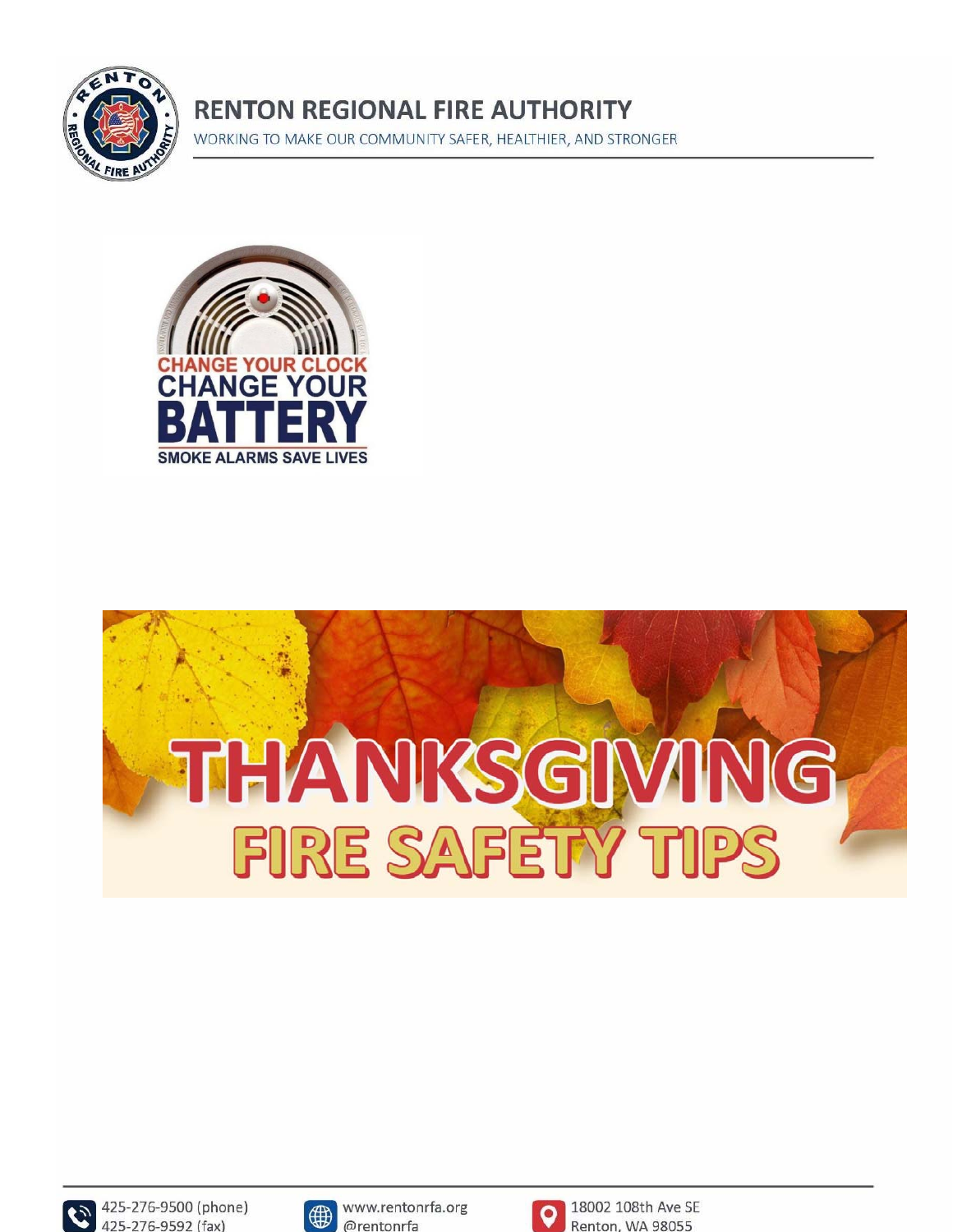# RENTON REGIONAL FIRE AUTHORITY

WORKING TO MAKE OUR COMMUNITY SAFER, HEALTHIER, AND STRONGER

CHANGE YOUR CLOCK
CHANGE YOUR
BATTERY
SMOKE ALARMS SAVE LIVES

# THANKSGIVING
## FIRE SAFETY TIPS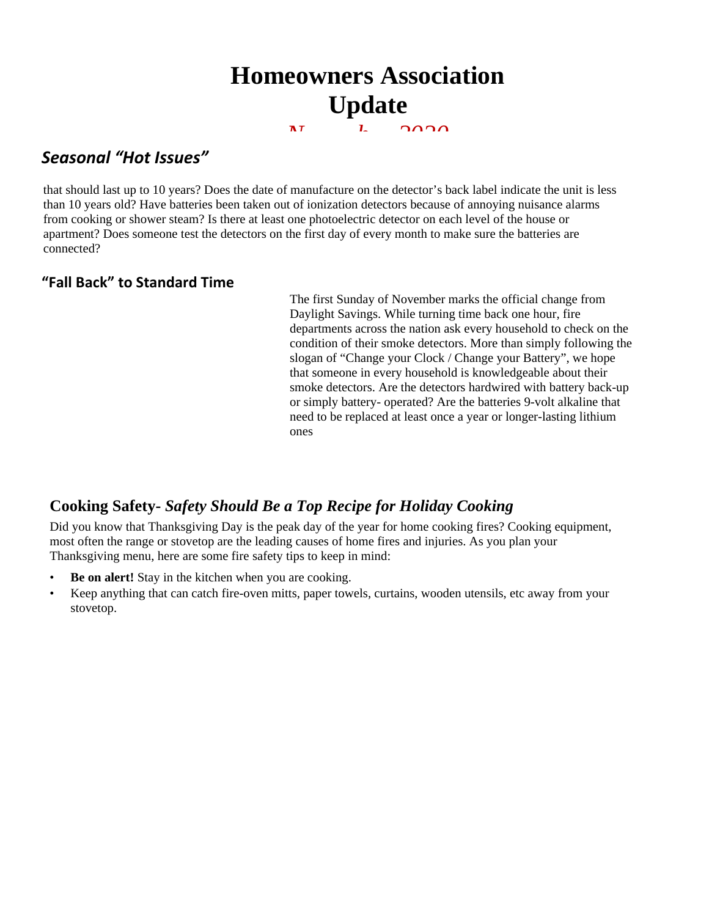# Homeowners Association Update

*November 2020*

## *Seasonal "Hot Issues"*

that should last up to 10 years? Does the date of manufacture on the detector's back label indicate the unit is less than 10 years old? Have batteries been taken out of ionization detectors because of annoying nuisance alarms from cooking or shower steam? Is there at least one photoelectric detector on each level of the house or apartment? Does someone test the detectors on the first day of every month to make sure the batteries are connected?

### "Fall Back" to Standard Time

The first Sunday of November marks the official change from Daylight Savings. While turning time back one hour, fire departments across the nation ask every household to check on the condition of their smoke detectors. More than simply following the slogan of "Change your Clock / Change your Battery", we hope that someone in every household is knowledgeable about their smoke detectors. Are the detectors hardwired with battery back-up or simply battery- operated? Are the batteries 9-volt alkaline that need to be replaced at least once a year or longer-lasting lithium ones

### Cooking Safety- *Safety Should Be a Top Recipe for Holiday Cooking*

Did you know that Thanksgiving Day is the peak day of the year for home cooking fires? Cooking equipment, most often the range or stovetop are the leading causes of home fires and injuries. As you plan your Thanksgiving menu, here are some fire safety tips to keep in mind:

- **Be on alert!** Stay in the kitchen when you are cooking.
- Keep anything that can catch fire-oven mitts, paper towels, curtains, wooden utensils, etc away from your stovetop.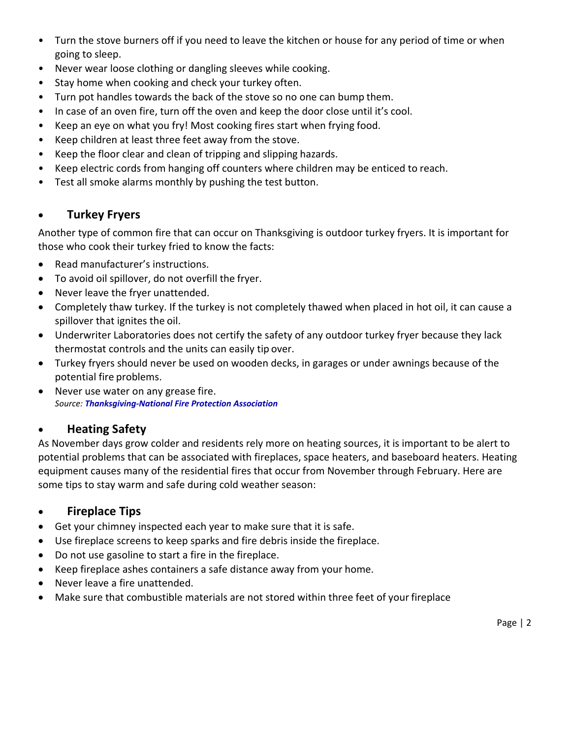- Turn the stove burners off if you need to leave the kitchen or house for any period of time or when going to sleep.
- Never wear loose clothing or dangling sleeves while cooking.
- Stay home when cooking and check your turkey often.
- Turn pot handles towards the back of the stove so no one can bump them.
- In case of an oven fire, turn off the oven and keep the door close until it's cool.
- Keep an eye on what you fry! Most cooking fires start when frying food.
- Keep children at least three feet away from the stove.
- Keep the floor clear and clean of tripping and slipping hazards.
- Keep electric cords from hanging off counters where children may be enticed to reach.
- Test all smoke alarms monthly by pushing the test button.

## Turkey Fryers

Another type of common fire that can occur on Thanksgiving is outdoor turkey fryers. It is important for those who cook their turkey fried to know the facts:

- Read manufacturer's instructions.
- To avoid oil spillover, do not overfill the fryer.
- Never leave the fryer unattended.
- Completely thaw turkey. If the turkey is not completely thawed when placed in hot oil, it can cause a spillover that ignites the oil.
- Underwriter Laboratories does not certify the safety of any outdoor turkey fryer because they lack thermostat controls and the units can easily tip over.
- Turkey fryers should never be used on wooden decks, in garages or under awnings because of the potential fire problems.
- Never use water on any grease fire.

*Source: **Thanksgiving-National Fire Protection Association***

## Heating Safety

As November days grow colder and residents rely more on heating sources, it is important to be alert to potential problems that can be associated with fireplaces, space heaters, and baseboard heaters. Heating equipment causes many of the residential fires that occur from November through February. Here are some tips to stay warm and safe during cold weather season:

## Fireplace Tips

- Get your chimney inspected each year to make sure that it is safe.
- Use fireplace screens to keep sparks and fire debris inside the fireplace.
- Do not use gasoline to start a fire in the fireplace.
- Keep fireplace ashes containers a safe distance away from your home.
- Never leave a fire unattended.
- Make sure that combustible materials are not stored within three feet of your fireplace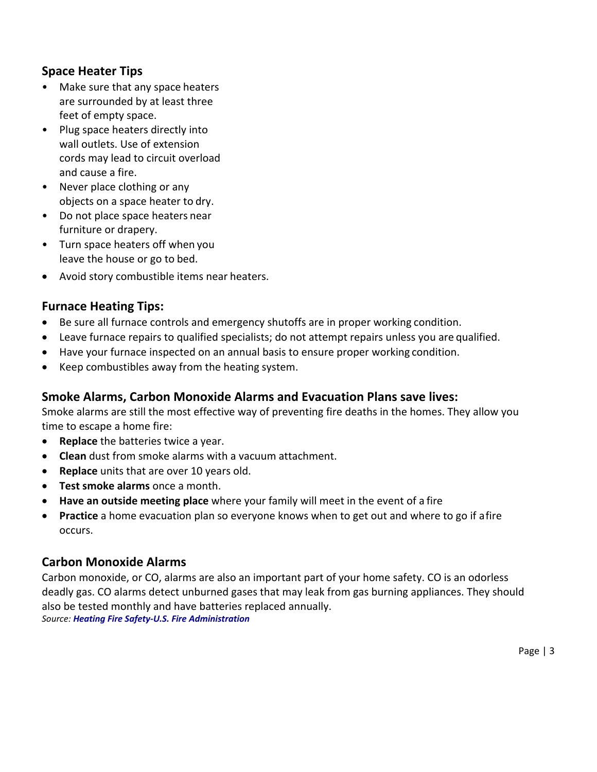## Space Heater Tips

- Make sure that any space heaters are surrounded by at least three feet of empty space.
- Plug space heaters directly into wall outlets. Use of extension cords may lead to circuit overload and cause a fire.
- Never place clothing or any objects on a space heater to dry.
- Do not place space heaters near furniture or drapery.
- Turn space heaters off when you leave the house or go to bed.
- Avoid story combustible items near heaters.

## Furnace Heating Tips:

- Be sure all furnace controls and emergency shutoffs are in proper working condition.
- Leave furnace repairs to qualified specialists; do not attempt repairs unless you are qualified.
- Have your furnace inspected on an annual basis to ensure proper working condition.
- Keep combustibles away from the heating system.

## Smoke Alarms, Carbon Monoxide Alarms and Evacuation Plans save lives:

Smoke alarms are still the most effective way of preventing fire deaths in the homes. They allow you time to escape a home fire:

- **Replace** the batteries twice a year.
- **Clean** dust from smoke alarms with a vacuum attachment.
- **Replace** units that are over 10 years old.
- **Test smoke alarms** once a month.
- **Have an outside meeting place** where your family will meet in the event of a fire
- **Practice** a home evacuation plan so everyone knows when to get out and where to go if a fire occurs.

## Carbon Monoxide Alarms

Carbon monoxide, or CO, alarms are also an important part of your home safety. CO is an odorless deadly gas. CO alarms detect unburned gases that may leak from gas burning appliances. They should also be tested monthly and have batteries replaced annually.

*Source: **Heating Fire Safety-U.S. Fire Administration***